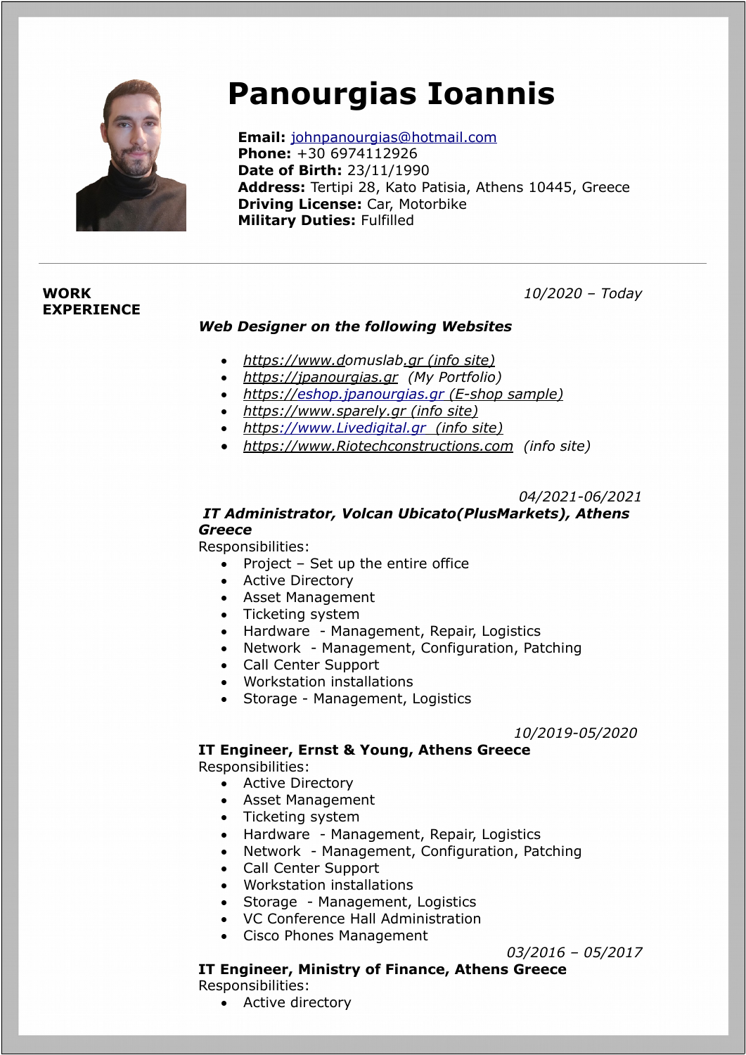# Panourgias Ioannis

**Email:** johnpanourgias@hotmail.com
**Phone:** +30 6974112926
**Date of Birth:** 23/11/1990
**Address:** Tertipi 28, Kato Patisia, Athens 10445, Greece
**Driving License:** Car, Motorbike
**Military Duties:** Fulfilled

---

## WORK EXPERIENCE

*10/2020 – Today*

***Web Designer on the following Websites***

- *https://www.domuslab.gr (info site)*
- *https://jpanourgias.gr (My Portfolio)*
- *https://eshop.jpanourgias.gr (E-shop sample)*
- *https://www.sparely.gr (info site)*
- *https://www.Livedigital.gr (info site)*
- *https://www.Riotechconstructions.com (info site)*

*04/2021-06/2021*

***IT Administrator, Volcan Ubicato(PlusMarkets), Athens Greece***

Responsibilities:

- Project – Set up the entire office
- Active Directory
- Asset Management
- Ticketing system
- Hardware - Management, Repair, Logistics
- Network - Management, Configuration, Patching
- Call Center Support
- Workstation installations
- Storage - Management, Logistics

*10/2019-05/2020*

**IT Engineer, Ernst & Young, Athens Greece**

Responsibilities:

- Active Directory
- Asset Management
- Ticketing system
- Hardware - Management, Repair, Logistics
- Network - Management, Configuration, Patching
- Call Center Support
- Workstation installations
- Storage - Management, Logistics
- VC Conference Hall Administration
- Cisco Phones Management

*03/2016 – 05/2017*

**IT Engineer, Ministry of Finance, Athens Greece**

Responsibilities:

- Active directory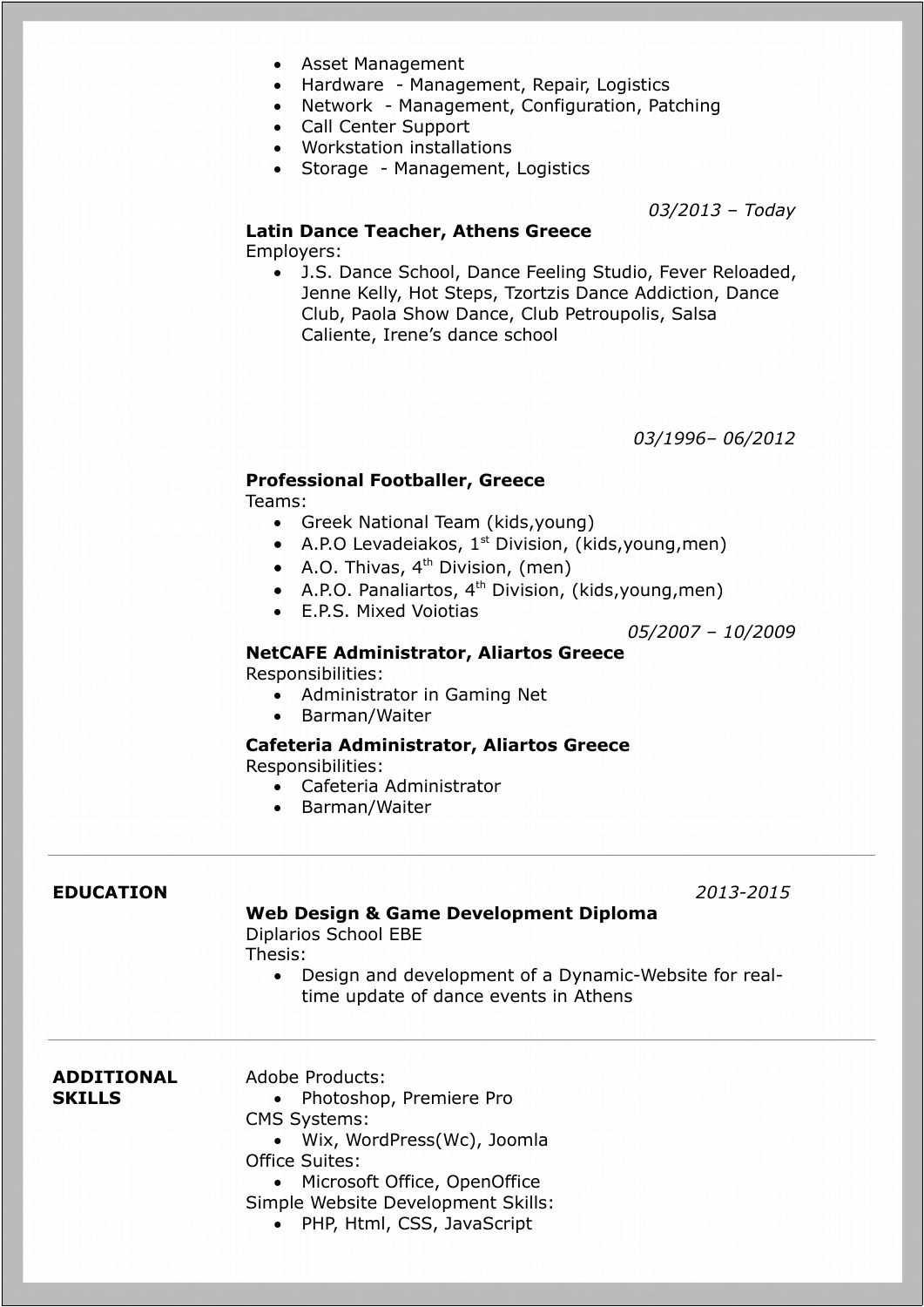- Asset Management
- Hardware - Management, Repair, Logistics
- Network - Management, Configuration, Patching
- Call Center Support
- Workstation installations
- Storage - Management, Logistics

*03/2013 – Today*

**Latin Dance Teacher, Athens Greece**
Employers:

- J.S. Dance School, Dance Feeling Studio, Fever Reloaded, Jenne Kelly, Hot Steps, Tzortzis Dance Addiction, Dance Club, Paola Show Dance, Club Petroupolis, Salsa Caliente, Irene's dance school

*03/1996– 06/2012*

**Professional Footballer, Greece**
Teams:

- Greek National Team (kids,young)
- A.P.O Levadeiakos, 1st Division, (kids,young,men)
- A.O. Thivas, 4th Division, (men)
- A.P.O. Panaliartos, 4th Division, (kids,young,men)
- E.P.S. Mixed Voiotias

*05/2007 – 10/2009*

**NetCAFE Administrator, Aliartos Greece**
Responsibilities:

- Administrator in Gaming Net
- Barman/Waiter

**Cafeteria Administrator, Aliartos Greece**
Responsibilities:

- Cafeteria Administrator
- Barman/Waiter

---

## EDUCATION

*2013-2015*

**Web Design & Game Development Diploma**
Diplarios School EBE
Thesis:

- Design and development of a Dynamic-Website for real-time update of dance events in Athens

---

## ADDITIONAL SKILLS

Adobe Products:

- Photoshop, Premiere Pro

CMS Systems:

- Wix, WordPress(Wc), Joomla

Office Suites:

- Microsoft Office, OpenOffice

Simple Website Development Skills:

- PHP, Html, CSS, JavaScript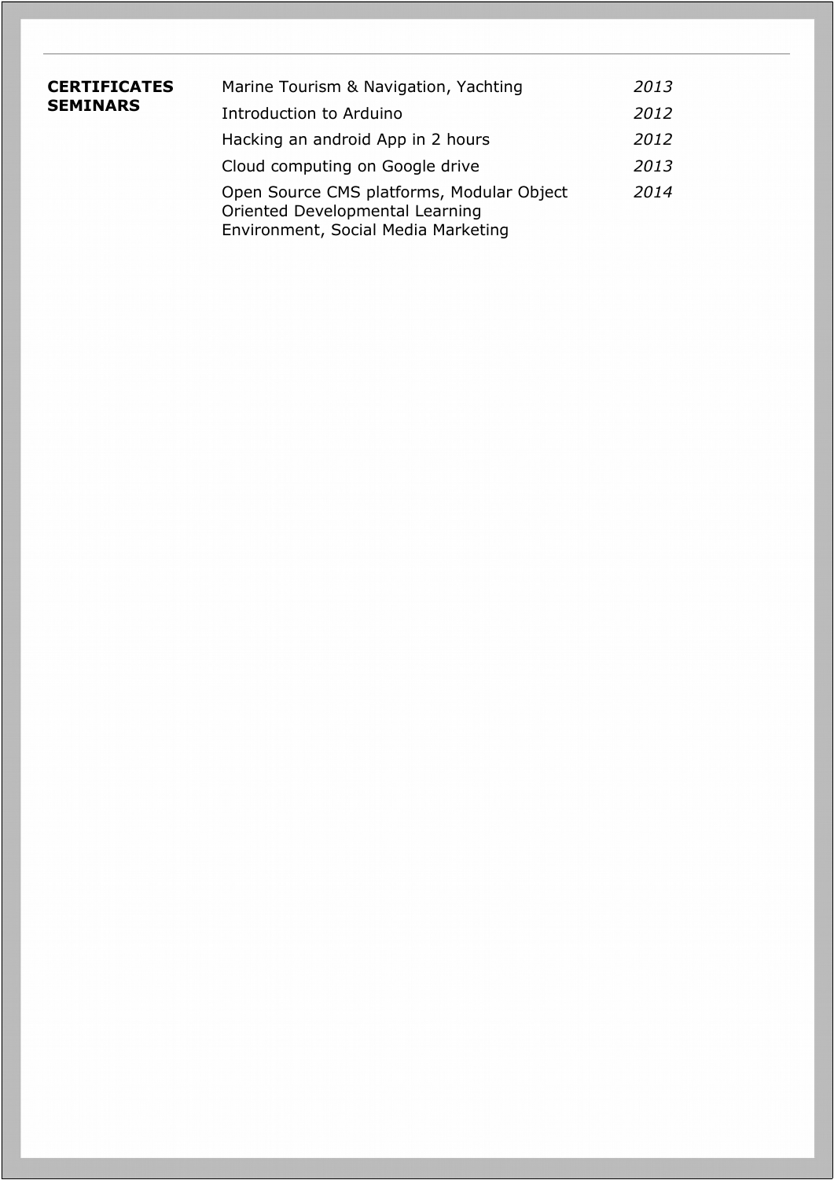---

| | | |
|---|---|---|
| **CERTIFICATES SEMINARS** | Marine Tourism & Navigation, Yachting | *2013* |
| | Introduction to Arduino | *2012* |
| | Hacking an android App in 2 hours | *2012* |
| | Cloud computing on Google drive | *2013* |
| | Open Source CMS platforms, Modular Object Oriented Developmental Learning Environment, Social Media Marketing | *2014* |